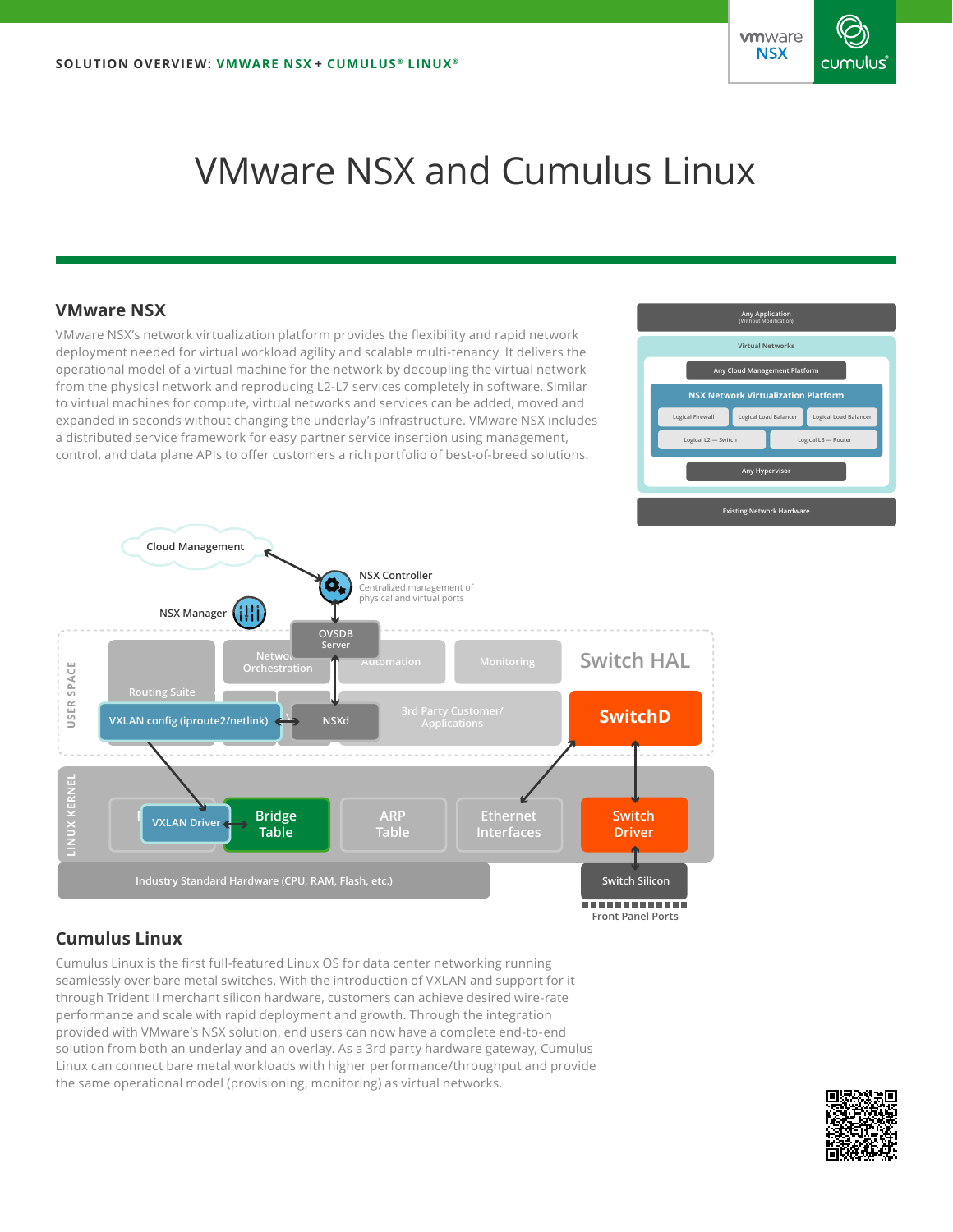SOLUTION OVERVIEW: VMWARE NSX + CUMULUS® LINUX®

# VMware NSX and Cumulus Linux

## VMware NSX

VMware NSX's network virtualization platform provides the flexibility and rapid network deployment needed for virtual workload agility and scalable multi-tenancy. It delivers the operational model of a virtual machine for the network by decoupling the virtual network from the physical network and reproducing L2-L7 services completely in software. Similar to virtual machines for compute, virtual networks and services can be added, moved and expanded in seconds without changing the underlay's infrastructure. VMware NSX includes a distributed service framework for easy partner service insertion using management, control, and data plane APIs to offer customers a rich portfolio of best-of-breed solutions.

## Cumulus Linux

Cumulus Linux is the first full-featured Linux OS for data center networking running seamlessly over bare metal switches. With the introduction of VXLAN and support for it through Trident II merchant silicon hardware, customers can achieve desired wire-rate performance and scale with rapid deployment and growth. Through the integration provided with VMware's NSX solution, end users can now have a complete end-to-end solution from both an underlay and an overlay. As a 3rd party hardware gateway, Cumulus Linux can connect bare metal workloads with higher performance/throughput and provide the same operational model (provisioning, monitoring) as virtual networks.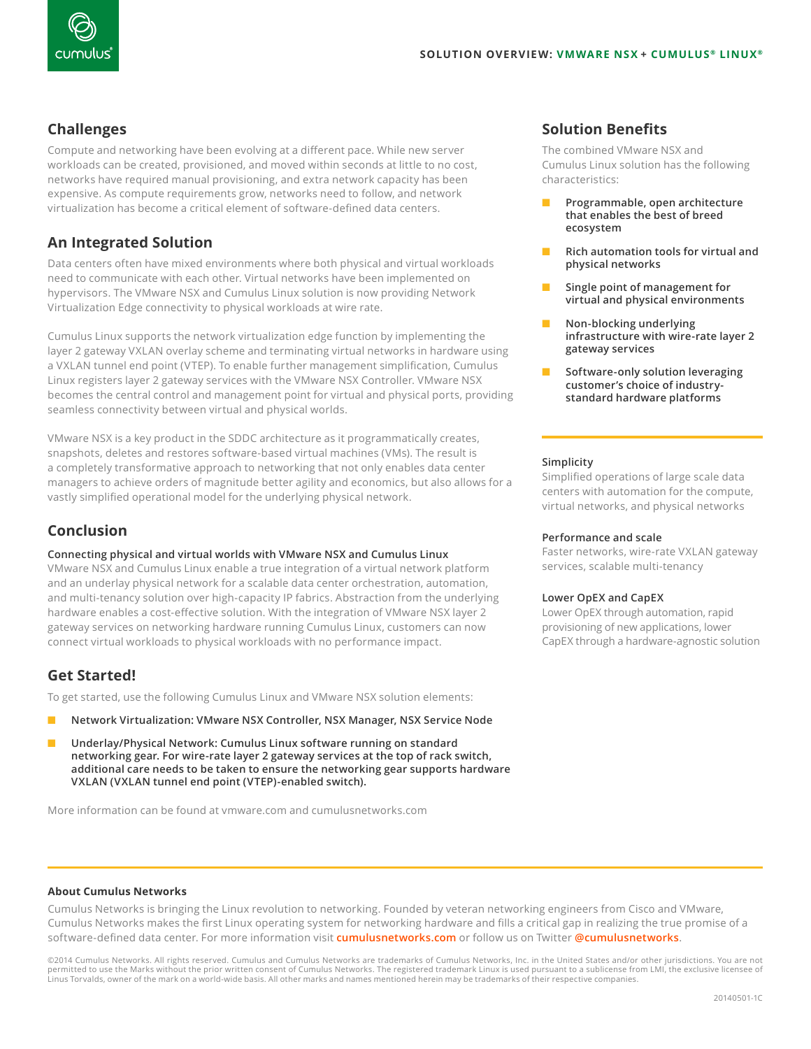## Challenges

Compute and networking have been evolving at a different pace. While new server workloads can be created, provisioned, and moved within seconds at little to no cost, networks have required manual provisioning, and extra network capacity has been expensive. As compute requirements grow, networks need to follow, and network virtualization has become a critical element of software-defined data centers.

## An Integrated Solution

Data centers often have mixed environments where both physical and virtual workloads need to communicate with each other. Virtual networks have been implemented on hypervisors. The VMware NSX and Cumulus Linux solution is now providing Network Virtualization Edge connectivity to physical workloads at wire rate.

Cumulus Linux supports the network virtualization edge function by implementing the layer 2 gateway VXLAN overlay scheme and terminating virtual networks in hardware using a VXLAN tunnel end point (VTEP). To enable further management simplification, Cumulus Linux registers layer 2 gateway services with the VMware NSX Controller. VMware NSX becomes the central control and management point for virtual and physical ports, providing seamless connectivity between virtual and physical worlds.

VMware NSX is a key product in the SDDC architecture as it programmatically creates, snapshots, deletes and restores software-based virtual machines (VMs). The result is a completely transformative approach to networking that not only enables data center managers to achieve orders of magnitude better agility and economics, but also allows for a vastly simplified operational model for the underlying physical network.

## Conclusion

**Connecting physical and virtual worlds with VMware NSX and Cumulus Linux**

VMware NSX and Cumulus Linux enable a true integration of a virtual network platform and an underlay physical network for a scalable data center orchestration, automation, and multi-tenancy solution over high-capacity IP fabrics. Abstraction from the underlying hardware enables a cost-effective solution. With the integration of VMware NSX layer 2 gateway services on networking hardware running Cumulus Linux, customers can now connect virtual workloads to physical workloads with no performance impact.

## Get Started!

To get started, use the following Cumulus Linux and VMware NSX solution elements:

- **Network Virtualization: VMware NSX Controller, NSX Manager, NSX Service Node**
- **Underlay/Physical Network: Cumulus Linux software running on standard networking gear. For wire-rate layer 2 gateway services at the top of rack switch, additional care needs to be taken to ensure the networking gear supports hardware VXLAN (VXLAN tunnel end point (VTEP)-enabled switch).**

More information can be found at vmware.com and cumulusnetworks.com

## Solution Benefits

The combined VMware NSX and Cumulus Linux solution has the following characteristics:

- **Programmable, open architecture that enables the best of breed ecosystem**
- **Rich automation tools for virtual and physical networks**
- **Single point of management for virtual and physical environments**
- **Non-blocking underlying infrastructure with wire-rate layer 2 gateway services**
- **Software-only solution leveraging customer's choice of industry-standard hardware platforms**

**Simplicity**

Simplified operations of large scale data centers with automation for the compute, virtual networks, and physical networks

**Performance and scale**

Faster networks, wire-rate VXLAN gateway services, scalable multi-tenancy

**Lower OpEX and CapEX**

Lower OpEX through automation, rapid provisioning of new applications, lower CapEX through a hardware-agnostic solution

**About Cumulus Networks**

Cumulus Networks is bringing the Linux revolution to networking. Founded by veteran networking engineers from Cisco and VMware, Cumulus Networks makes the first Linux operating system for networking hardware and fills a critical gap in realizing the true promise of a software-defined data center. For more information visit cumulusnetworks.com or follow us on Twitter @cumulusnetworks.

©2014 Cumulus Networks. All rights reserved. Cumulus and Cumulus Networks are trademarks of Cumulus Networks, Inc. in the United States and/or other jurisdictions. You are not permitted to use the Marks without the prior written consent of Cumulus Networks. The registered trademark Linux is used pursuant to a sublicense from LMI, the exclusive licensee of Linus Torvalds, owner of the mark on a world-wide basis. All other marks and names mentioned herein may be trademarks of their respective companies.

20140501-1C